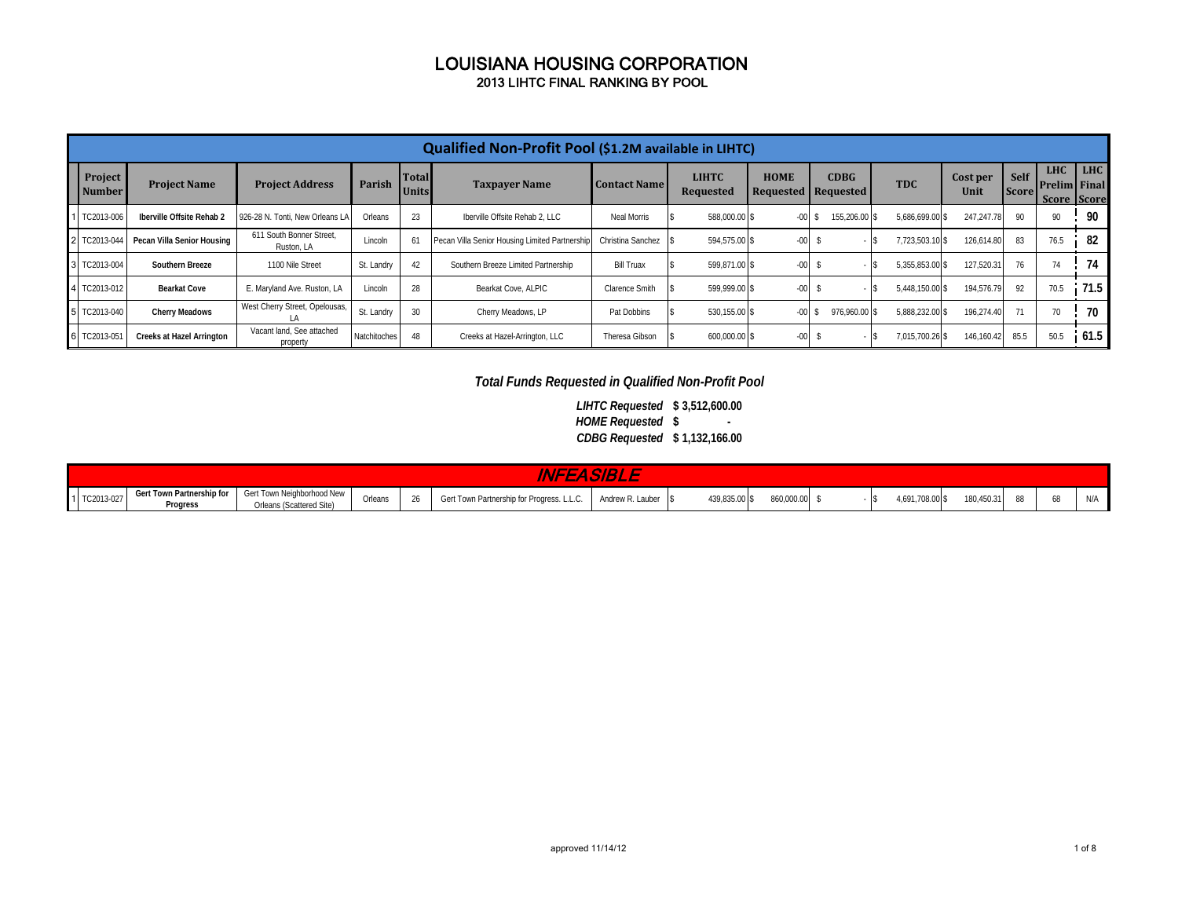# LOUISIANA HOUSING CORPORATION

## 2013 LIHTC FINAL RANKING BY POOL

| | Qualified Non-Profit Pool ($1.2M available in LIHTC) | | | | | | | | | | | | | | | |
|---|---|---|---|---|---|---|---|---|---|---|---|---|---|---|---|---|
| | Project Number | Project Name | Project Address | Parish | Total Units | Taxpayer Name | Contact Name | LIHTC Requested | HOME Requested | CDBG Requested | TDC | Cost per Unit | Self Score | LHC Prelim Score | LHC Final Score |
| 1 | TC2013-006 | Iberville Offsite Rehab 2 | 926-28 N. Tonti, New Orleans LA | Orleans | 23 | Iberville Offsite Rehab 2, LLC | Neal Morris | $ 588,000.00 | $ -00 | $ 155,206.00 | $ 5,686,699.00 | $ 247,247.78 | 90 | 90 | 90 |
| 2 | TC2013-044 | Pecan Villa Senior Housing | 611 South Bonner Street, Ruston, LA | Lincoln | 61 | Pecan Villa Senior Housing Limited Partnership | Christina Sanchez | $ 594,575.00 | $ -00 | $ - | $ 7,723,503.10 | $ 126,614.80 | 83 | 76.5 | 82 |
| 3 | TC2013-004 | Southern Breeze | 1100 Nile Street | St. Landry | 42 | Southern Breeze Limited Partnership | Bill Truax | $ 599,871.00 | $ -00 | $ - | $ 5,355,853.00 | $ 127,520.31 | 76 | 74 | 74 |
| 4 | TC2013-012 | Bearkat Cove | E. Maryland Ave. Ruston, LA | Lincoln | 28 | Bearkat Cove, ALPIC | Clarence Smith | $ 599,999.00 | $ -00 | $ - | $ 5,448,150.00 | $ 194,576.79 | 92 | 70.5 | 71.5 |
| 5 | TC2013-040 | Cherry Meadows | West Cherry Street, Opelousas, LA | St. Landry | 30 | Cherry Meadows, LP | Pat Dobbins | $ 530,155.00 | $ -00 | $ 976,960.00 | $ 5,888,232.00 | $ 196,274.40 | 71 | 70 | 70 |
| 6 | TC2013-051 | Creeks at Hazel Arrington | Vacant land, See attached property | Natchitoches | 48 | Creeks at Hazel-Arrington, LLC | Theresa Gibson | $ 600,000.00 | $ -00 | $ - | $ 7,015,700.26 | $ 146,160.42 | 85.5 | 50.5 | 61.5 |

***Total Funds Requested in Qualified Non-Profit Pool***

***LIHTC Requested $ 3,512,600.00***
***HOME Requested $ -***
***CDBG Requested $ 1,132,166.00***

| | INFEASIBLE | | | | | | | | | | | | | | | |
|---|---|---|---|---|---|---|---|---|---|---|---|---|---|---|---|---|
| 1 | TC2013-027 | Gert Town Partnership for Progress | Gert Town Neighborhood New Orleans (Scattered Site) | Orleans | 26 | Gert Town Partnership for Progress. L.L.C. | Andrew R. Lauber | $ 439,835.00 | $ 860,000.00 | $ - | $ 4,691,708.00 | $ 180,450.31 | 88 | 68 | N/A |

approved 11/14/12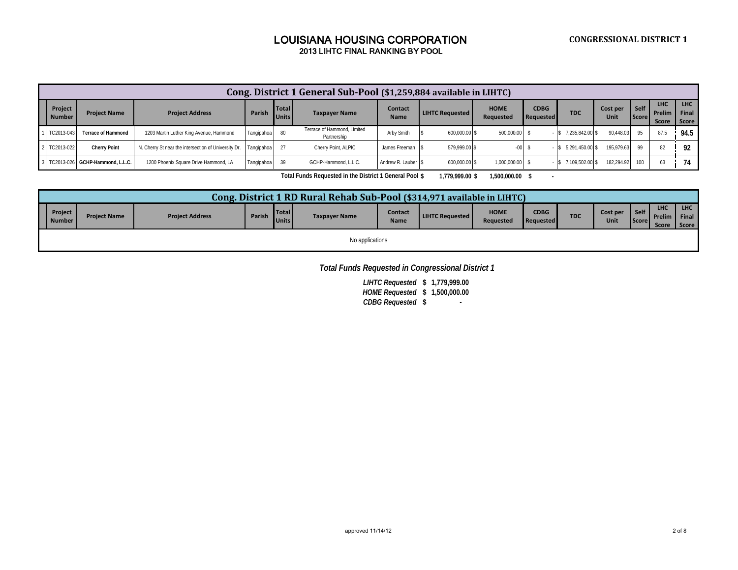# LOUISIANA HOUSING CORPORATION

## 2013 LIHTC FINAL RANKING BY POOL

**CONGRESSIONAL DISTRICT 1**

### Cong. District 1 General Sub-Pool ($1,259,884 available in LIHTC)

| | Project Number | Project Name | Project Address | Parish | Total Units | Taxpayer Name | Contact Name | LIHTC Requested | HOME Requested | CDBG Requested | TDC | Cost per Unit | Self Score | LHC Prelim Score | LHC Final Score |
|---|---|---|---|---|---|---|---|---|---|---|---|---|---|---|---|
| 1 | TC2013-043 | **Terrace of Hammond** | 1203 Martin Luther King Avenue, Hammond | Tangipahoa | 80 | Terrace of Hammond, Limited Partnership | Arby Smith | $ 600,000.00 | $ 500,000.00 | $ - | $ 7,235,842.00 | $ 90,448.03 | 95 | 87.5 | **94.5** |
| 2 | TC2013-022 | **Cherry Point** | N. Cherry St near the intersection of University Dr. | Tangipahoa | 27 | Cherry Point, ALPIC | James Freeman | $ 579,999.00 | $ -00 | $ - | $ 5,291,450.00 | $ 195,979.63 | 99 | 82 | **92** |
| 3 | TC2013-026 | **GCHP-Hammond, L.L.C.** | 1200 Phoenix Square Drive Hammond, LA | Tangipahoa | 39 | GCHP-Hammond, L.L.C. | Andrew R. Lauber | $ 600,000.00 | $ 1,000,000.00 | $ - | $ 7,109,502.00 | $ 182,294.92 | 100 | 63 | **74** |
| | | | | | | **Total Funds Requested in the District 1 General Pool** | | **$ 1,779,999.00** | **$ 1,500,000.00** | **$ -** | | | | | |

### Cong. District 1 RD Rural Rehab Sub-Pool ($314,971 available in LIHTC)

| Project Number | Project Name | Project Address | Parish | Total Units | Taxpayer Name | Contact Name | LIHTC Requested | HOME Requested | CDBG Requested | TDC | Cost per Unit | Self Score | LHC Prelim Score | LHC Final Score |
|---|---|---|---|---|---|---|---|---|---|---|---|---|---|---|
| No applications | | | | | | | | | | | | | | |

***Total Funds Requested in Congressional District 1***

***LIHTC Requested $ 1,779,999.00***
***HOME Requested $ 1,500,000.00***
***CDBG Requested $ -***

approved 11/14/12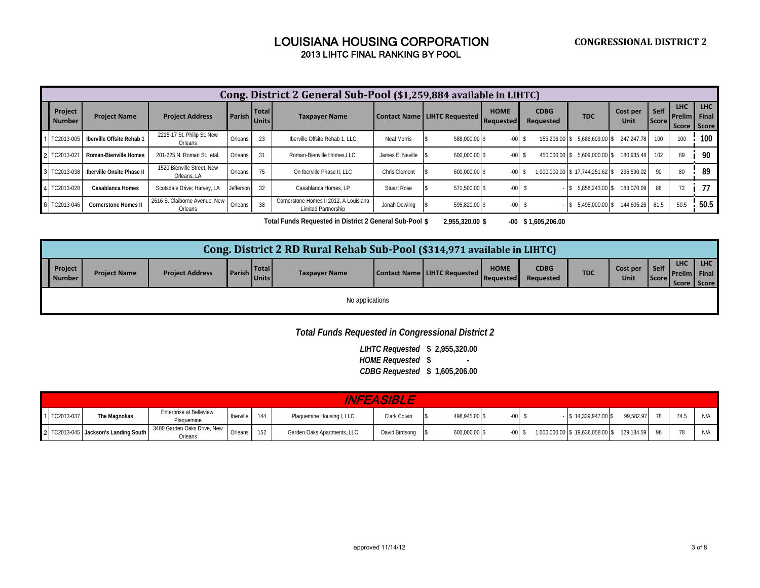# LOUISIANA HOUSING CORPORATION

## 2013 LIHTC FINAL RANKING BY POOL

**CONGRESSIONAL DISTRICT 2**

| Cong. District 2 General Sub-Pool ($1,259,884 available in LIHTC) | | | | | | | | | | | | | | | |
|---|---|---|---|---|---|---|---|---|---|---|---|---|---|---|---|
| | Project Number | Project Name | Project Address | Parish | Total Units | Taxpayer Name | Contact Name | LIHTC Requested | HOME Requested | CDBG Requested | TDC | Cost per Unit | Self Score | LHC Prelim Score | LHC Final Score |
| 1 | TC2013-005 | Iberville Offsite Rehab 1 | 2215-17 St. Philip St. New Orleans | Orleans | 23 | Iberville Offsite Rehab 1, LLC | Neal Morris | $ 588,000.00 | $ -00 | $ 155,206.00 | $ 5,686,699.00 | $ 247,247.78 | 100 | 100 | 100 |
| 2 | TC2013-021 | Roman-Bienville Homes | 201-225 N. Roman St., etal. | Orleans | 31 | Roman-Bienville Homes,LLC. | James E. Neville | $ 600,000.00 | $ -00 | $ 450,000.00 | $ 5,609,000.00 | $ 180,935.48 | 102 | 89 | 90 |
| 3 | TC2013-038 | Iberville Onsite Phase II | 1520 Bienville Street, New Orleans, LA | Orleans | 75 | On Iberville Phase II, LLC | Chris Clement | $ 600,000.00 | $ -00 | $ 1,000,000.00 | $ 17,744,251.62 | $ 236,590.02 | 90 | 80 | 89 |
| 4 | TC2013-028 | Casablanca Homes | Scotsdale Drive; Harvey, LA | Jefferson | 32 | Casablanca Homes, LP | Stuart Rose | $ 571,500.00 | $ -00 | $ - | $ 5,858,243.00 | $ 183,070.09 | 86 | 72 | 77 |
| 6 | TC2013-046 | Cornerstone Homes II | 2616 S. Claiborne Avenue, New Orleans | Orleans | 38 | Cornerstone Homes II 2012, A Louisiana Limited Partnership | Jonah Dowling | $ 595,820.00 | $ -00 | $ - | $ 5,495,000.00 | $ 144,605.26 | 81.5 | 50.5 | 50.5 |

**Total Funds Requested in District 2 General Sub-Pool $ 2,955,320.00 $ -00 $ 1,605,206.00**

| Cong. District 2 RD Rural Rehab Sub-Pool ($314,971 available in LIHTC) | | | | | | | | | | | | | | |
|---|---|---|---|---|---|---|---|---|---|---|---|---|---|---|
| Project Number | Project Name | Project Address | Parish | Total Units | Taxpayer Name | Contact Name | LIHTC Requested | HOME Requested | CDBG Requested | TDC | Cost per Unit | Self Score | LHC Prelim Score | LHC Final Score |
| No applications | | | | | | | | | | | | | | |

***Total Funds Requested in Congressional District 2***

***LIHTC Requested*** **$ 2,955,320.00**
***HOME Requested*** **$ -**
***CDBG Requested*** **$ 1,605,206.00**

| INFEASIBLE | | | | | | | | | | | | | | | |
|---|---|---|---|---|---|---|---|---|---|---|---|---|---|---|---|
| 1 | TC2013-037 | The Magnolias | Enterprise at Belleview, Plaquemine | Iberville | 144 | Plaquemine Housing I, LLC | Clark Colvin | $ 498,945.00 | $ -00 | $ - | $ 14,339,947.00 | $ 99,582.97 | 78 | 74.5 | N/A |
| 2 | TC2013-045 | Jackson's Landing South | 3400 Garden Oaks Drive, New Orleans | Orleans | 152 | Garden Oaks Apartments, LLC | David Birdsong | $ 600,000.00 | $ -00 | $ 1,000,000.00 | $ 19,636,058.00 | $ 129,184.59 | 96 | 78 | N/A |

approved 11/14/12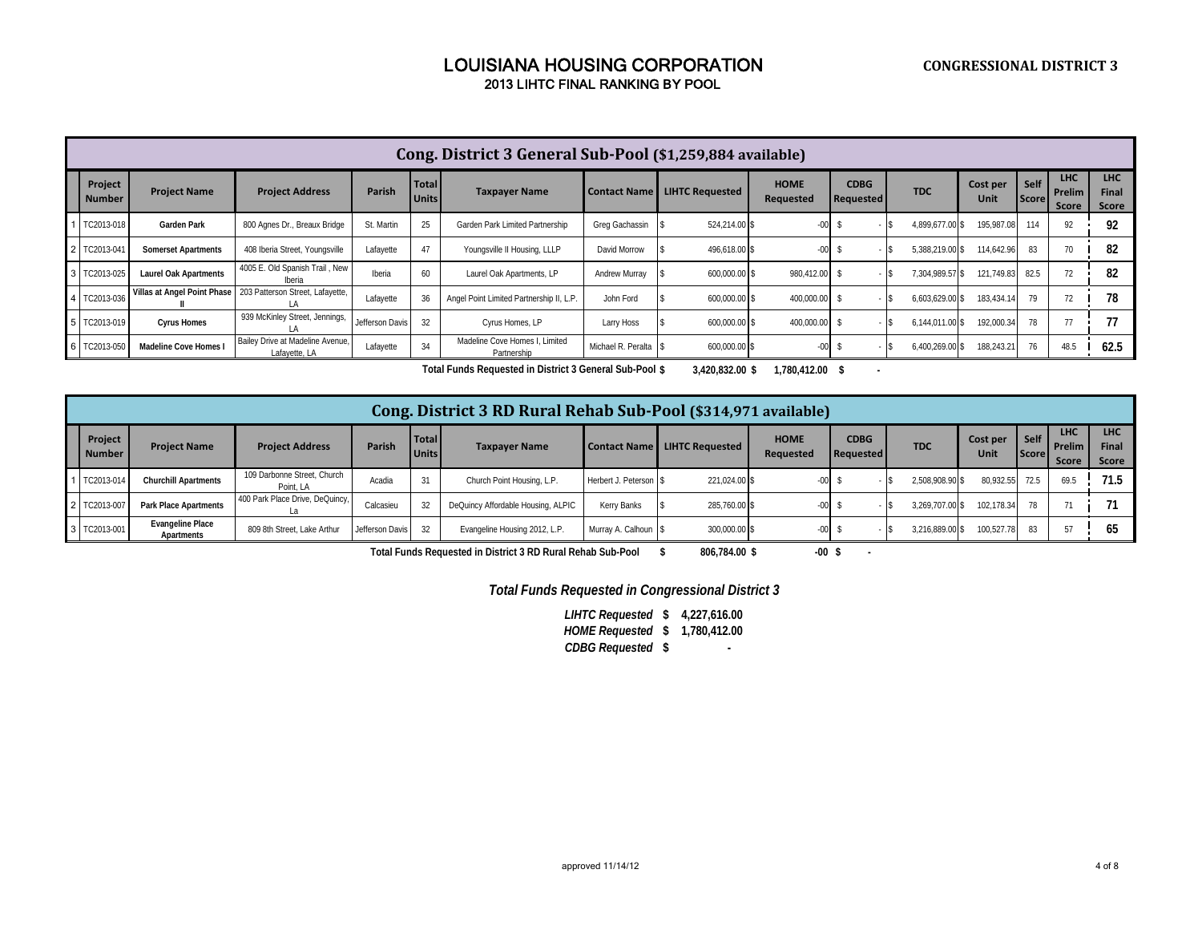# LOUISIANA HOUSING CORPORATION

## 2013 LIHTC FINAL RANKING BY POOL

**CONGRESSIONAL DISTRICT 3**

### Cong. District 3 General Sub-Pool ($1,259,884 available)

| | Project Number | Project Name | Project Address | Parish | Total Units | Taxpayer Name | Contact Name | LIHTC Requested | HOME Requested | CDBG Requested | TDC | Cost per Unit | Self Score | LHC Prelim Score | LHC Final Score |
|---|---|---|---|---|---|---|---|---|---|---|---|---|---|---|---|
| 1 | TC2013-018 | Garden Park | 800 Agnes Dr., Breaux Bridge | St. Martin | 25 | Garden Park Limited Partnership | Greg Gachassin | $ 524,214.00 | $ -00 | $ - | $ 4,899,677.00 | $ 195,987.08 | 114 | 92 | 92 |
| 2 | TC2013-041 | Somerset Apartments | 408 Iberia Street, Youngsville | Lafayette | 47 | Youngsville II Housing, LLLP | David Morrow | $ 496,618.00 | $ -00 | $ - | $ 5,388,219.00 | $ 114,642.96 | 83 | 70 | 82 |
| 3 | TC2013-025 | Laurel Oak Apartments | 4005 E. Old Spanish Trail , New Iberia | Iberia | 60 | Laurel Oak Apartments, LP | Andrew Murray | $ 600,000.00 | $ 980,412.00 | $ - | $ 7,304,989.57 | $ 121,749.83 | 82.5 | 72 | 82 |
| 4 | TC2013-036 | Villas at Angel Point Phase II | 203 Patterson Street, Lafayette, LA | Lafayette | 36 | Angel Point Limited Partnership II, L.P. | John Ford | $ 600,000.00 | $ 400,000.00 | $ - | $ 6,603,629.00 | $ 183,434.14 | 79 | 72 | 78 |
| 5 | TC2013-019 | Cyrus Homes | 939 McKinley Street, Jennings, LA | Jefferson Davis | 32 | Cyrus Homes, LP | Larry Hoss | $ 600,000.00 | $ 400,000.00 | $ - | $ 6,144,011.00 | $ 192,000.34 | 78 | 77 | 77 |
| 6 | TC2013-050 | Madeline Cove Homes I | Bailey Drive at Madeline Avenue, Lafayette, LA | Lafayette | 34 | Madeline Cove Homes I, Limited Partnership | Michael R. Peralta | $ 600,000.00 | $ -00 | $ - | $ 6,400,269.00 | $ 188,243.21 | 76 | 48.5 | 62.5 |
| | | | | | | | **Total Funds Requested in District 3 General Sub-Pool** | **$ 3,420,832.00** | **$ 1,780,412.00** | **$ -** | | | | | |

### Cong. District 3 RD Rural Rehab Sub-Pool ($314,971 available)

| | Project Number | Project Name | Project Address | Parish | Total Units | Taxpayer Name | Contact Name | LIHTC Requested | HOME Requested | CDBG Requested | TDC | Cost per Unit | Self Score | LHC Prelim Score | LHC Final Score |
|---|---|---|---|---|---|---|---|---|---|---|---|---|---|---|---|
| 1 | TC2013-014 | Churchill Apartments | 109 Darbonne Street, Church Point, LA | Acadia | 31 | Church Point Housing, L.P. | Herbert J. Peterson | $ 221,024.00 | $ -00 | $ - | $ 2,508,908.90 | $ 80,932.55 | 72.5 | 69.5 | 71.5 |
| 2 | TC2013-007 | Park Place Apartments | 400 Park Place Drive, DeQuincy, La | Calcasieu | 32 | DeQuincy Affordable Housing, ALPIC | Kerry Banks | $ 285,760.00 | $ -00 | $ - | $ 3,269,707.00 | $ 102,178.34 | 78 | 71 | 71 |
| 3 | TC2013-001 | Evangeline Place Apartments | 809 8th Street, Lake Arthur | Jefferson Davis | 32 | Evangeline Housing 2012, L.P. | Murray A. Calhoun | $ 300,000.00 | $ -00 | $ - | $ 3,216,889.00 | $ 100,527.78 | 83 | 57 | 65 |
| | | | | | | | **Total Funds Requested in District 3 RD Rural Rehab Sub-Pool** | **$ 806,784.00** | **$ -00** | **$ -** | | | | | |

***Total Funds Requested in Congressional District 3***

***LIHTC Requested* $ 4,227,616.00**
***HOME Requested* $ 1,780,412.00**
***CDBG Requested* $ -**

approved 11/14/12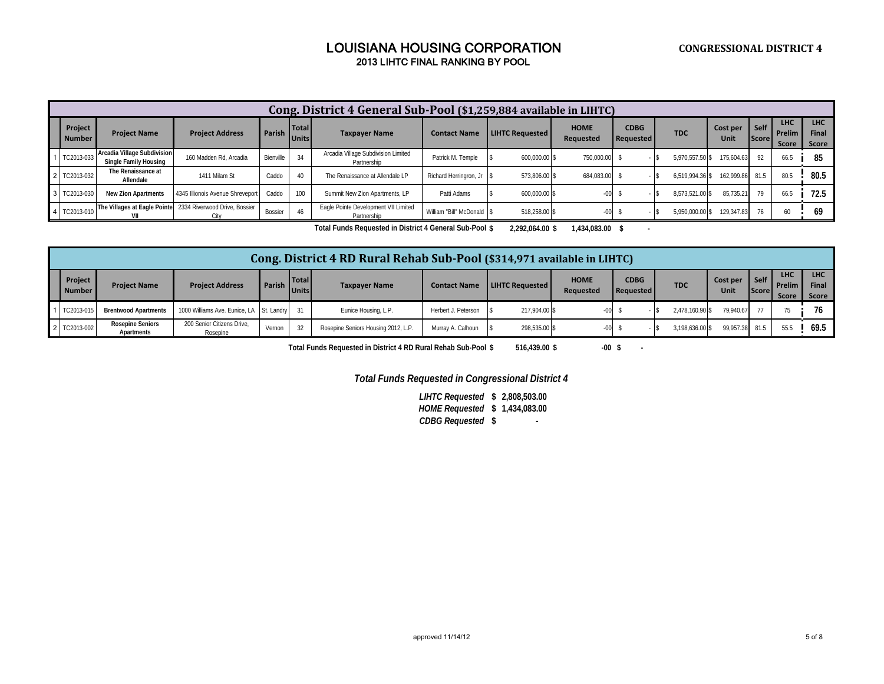# LOUISIANA HOUSING CORPORATION

## 2013 LIHTC FINAL RANKING BY POOL

**CONGRESSIONAL DISTRICT 4**

### Cong. District 4 General Sub-Pool ($1,259,884 available in LIHTC)

| | Project Number | Project Name | Project Address | Parish | Total Units | Taxpayer Name | Contact Name | LIHTC Requested | HOME Requested | CDBG Requested | TDC | Cost per Unit | Self Score | LHC Prelim Score | LHC Final Score |
|---|---|---|---|---|---|---|---|---|---|---|---|---|---|---|---|
| 1 | TC2013-033 | Arcadia Village Subdivision Single Family Housing | 160 Madden Rd, Arcadia | Bienville | 34 | Arcadia Village Subdivision Limited Partnership | Patrick M. Temple | $ 600,000.00 | $ 750,000.00 | $ - | $ 5,970,557.50 | $ 175,604.63 | 92 | 66.5 | 85 |
| 2 | TC2013-032 | The Renaissance at Allendale | 1411 Milam St | Caddo | 40 | The Renaissance at Allendale LP | Richard Herringron, Jr | $ 573,806.00 | $ 684,083.00 | $ - | $ 6,519,994.36 | $ 162,999.86 | 81.5 | 80.5 | 80.5 |
| 3 | TC2013-030 | New Zion Apartments | 4345 Illionois Avenue Shreveport | Caddo | 100 | Summit New Zion Apartments, LP | Patti Adams | $ 600,000.00 | $ -00 | $ - | $ 8,573,521.00 | $ 85,735.21 | 79 | 66.5 | 72.5 |
| 4 | TC2013-010 | The Villages at Eagle Pointe VII | 2334 Riverwood Drive, Bossier City | Bossier | 46 | Eagle Pointe Development VII Limited Partnership | William "Bill" McDonald | $ 518,258.00 | $ -00 | $ - | $ 5,950,000.00 | $ 129,347.83 | 76 | 60 | 69 |

**Total Funds Requested in District 4 General Sub-Pool $ 2,292,064.00 $ 1,434,083.00 $ -**

### Cong. District 4 RD Rural Rehab Sub-Pool ($314,971 available in LIHTC)

| | Project Number | Project Name | Project Address | Parish | Total Units | Taxpayer Name | Contact Name | LIHTC Requested | HOME Requested | CDBG Requested | TDC | Cost per Unit | Self Score | LHC Prelim Score | LHC Final Score |
|---|---|---|---|---|---|---|---|---|---|---|---|---|---|---|---|
| 1 | TC2013-015 | Brentwood Apartments | 1000 Williams Ave. Eunice, LA | St. Landry | 31 | Eunice Housing, L.P. | Herbert J. Peterson | $ 217,904.00 | $ -00 | $ - | $ 2,478,160.90 | $ 79,940.67 | 77 | 75 | 76 |
| 2 | TC2013-002 | Rosepine Seniors Apartments | 200 Senior Citizens Drive, Rosepine | Vernon | 32 | Rosepine Seniors Housing 2012, L.P. | Murray A. Calhoun | $ 298,535.00 | $ -00 | $ - | $ 3,198,636.00 | $ 99,957.38 | 81.5 | 55.5 | 69.5 |

**Total Funds Requested in District 4 RD Rural Rehab Sub-Pool $ 516,439.00 $ -00 $ -**

***Total Funds Requested in Congressional District 4***

***LIHTC Requested* $ 2,808,503.00**
***HOME Requested* $ 1,434,083.00**
***CDBG Requested* $ -**

approved 11/14/12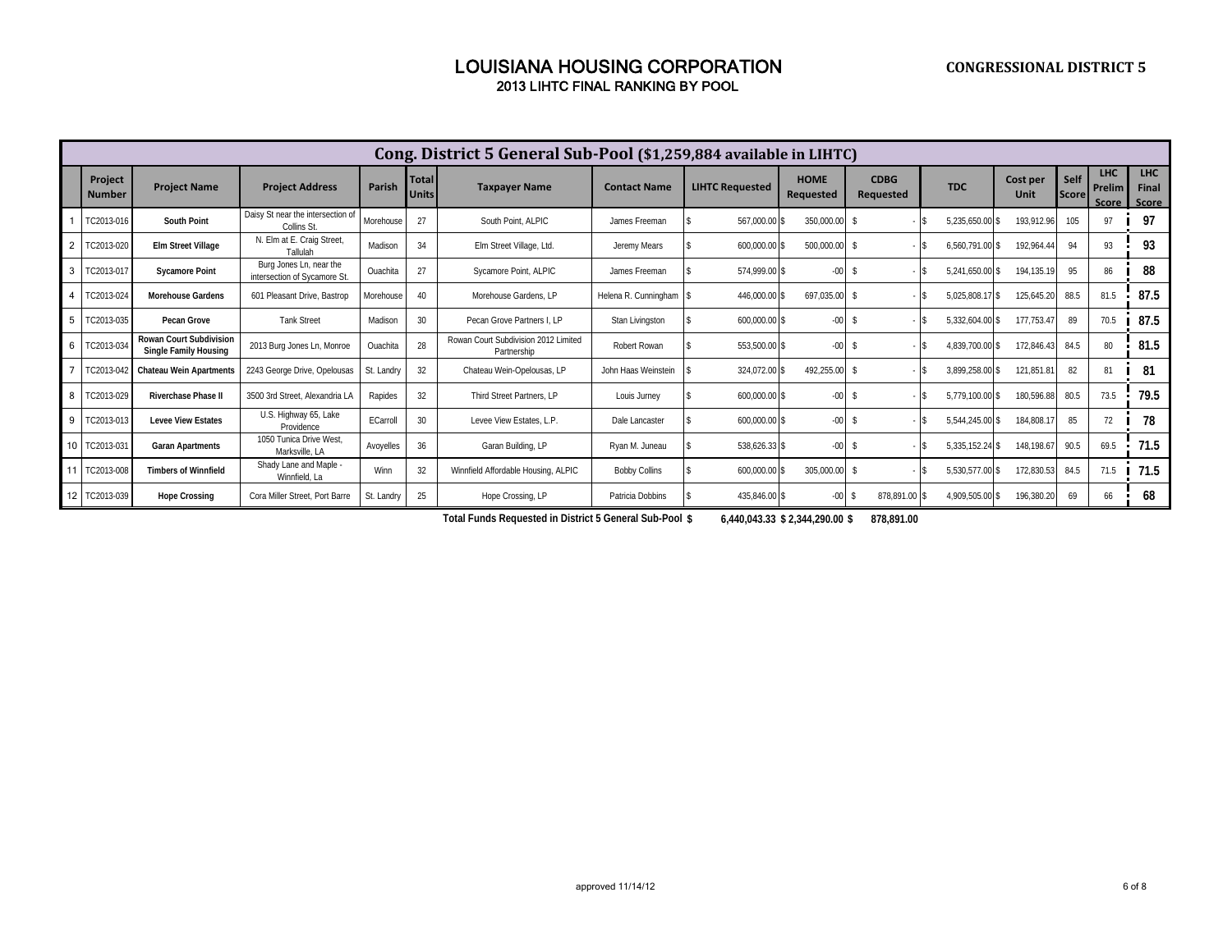# LOUISIANA HOUSING CORPORATION

**CONGRESSIONAL DISTRICT 5**

## 2013 LIHTC FINAL RANKING BY POOL

| Cong. District 5 General Sub-Pool ($1,259,884 available in LIHTC) | | | | | | | | | | | | | | | | |
|---|---|---|---|---|---|---|---|---|---|---|---|---|---|---|---|---|
| | **Project Number** | **Project Name** | **Project Address** | **Parish** | **Total Units** | **Taxpayer Name** | **Contact Name** | **LIHTC Requested** | **HOME Requested** | **CDBG Requested** | **TDC** | **Cost per Unit** | **Self Score** | **LHC Prelim Score** | **LHC Final Score** |
| 1 | TC2013-016 | **South Point** | Daisy St near the intersection of Collins St. | Morehouse | 27 | South Point, ALPIC | James Freeman | $ 567,000.00 | $ 350,000.00 | $ - | $ 5,235,650.00 | $ 193,912.96 | 105 | 97 | **97** |
| 2 | TC2013-020 | **Elm Street Village** | N. Elm at E. Craig Street, Tallulah | Madison | 34 | Elm Street Village, Ltd. | Jeremy Mears | $ 600,000.00 | $ 500,000.00 | $ - | $ 6,560,791.00 | $ 192,964.44 | 94 | 93 | **93** |
| 3 | TC2013-017 | **Sycamore Point** | Burg Jones Ln, near the intersection of Sycamore St. | Ouachita | 27 | Sycamore Point, ALPIC | James Freeman | $ 574,999.00 | $ -00 | $ - | $ 5,241,650.00 | $ 194,135.19 | 95 | 86 | **88** |
| 4 | TC2013-024 | **Morehouse Gardens** | 601 Pleasant Drive, Bastrop | Morehouse | 40 | Morehouse Gardens, LP | Helena R. Cunningham | $ 446,000.00 | $ 697,035.00 | $ - | $ 5,025,808.17 | $ 125,645.20 | 88.5 | 81.5 | **87.5** |
| 5 | TC2013-035 | **Pecan Grove** | Tank Street | Madison | 30 | Pecan Grove Partners I, LP | Stan Livingston | $ 600,000.00 | $ -00 | $ - | $ 5,332,604.00 | $ 177,753.47 | 89 | 70.5 | **87.5** |
| 6 | TC2013-034 | **Rowan Court Subdivision Single Family Housing** | 2013 Burg Jones Ln, Monroe | Ouachita | 28 | Rowan Court Subdivision 2012 Limited Partnership | Robert Rowan | $ 553,500.00 | $ -00 | $ - | $ 4,839,700.00 | $ 172,846.43 | 84.5 | 80 | **81.5** |
| 7 | TC2013-042 | **Chateau Wein Apartments** | 2243 George Drive, Opelousas | St. Landry | 32 | Chateau Wein-Opelousas, LP | John Haas Weinstein | $ 324,072.00 | $ 492,255.00 | $ - | $ 3,899,258.00 | $ 121,851.81 | 82 | 81 | **81** |
| 8 | TC2013-029 | **Riverchase Phase II** | 3500 3rd Street, Alexandria LA | Rapides | 32 | Third Street Partners, LP | Louis Jurney | $ 600,000.00 | $ -00 | $ - | $ 5,779,100.00 | $ 180,596.88 | 80.5 | 73.5 | **79.5** |
| 9 | TC2013-013 | **Levee View Estates** | U.S. Highway 65, Lake Providence | ECarroll | 30 | Levee View Estates, L.P. | Dale Lancaster | $ 600,000.00 | $ -00 | $ - | $ 5,544,245.00 | $ 184,808.17 | 85 | 72 | **78** |
| 10 | TC2013-031 | **Garan Apartments** | 1050 Tunica Drive West, Marksville, LA | Avoyelles | 36 | Garan Building, LP | Ryan M. Juneau | $ 538,626.33 | $ -00 | $ - | $ 5,335,152.24 | $ 148,198.67 | 90.5 | 69.5 | **71.5** |
| 11 | TC2013-008 | **Timbers of Winnfield** | Shady Lane and Maple - Winnfield, La | Winn | 32 | Winnfield Affordable Housing, ALPIC | Bobby Collins | $ 600,000.00 | $ 305,000.00 | $ - | $ 5,530,577.00 | $ 172,830.53 | 84.5 | 71.5 | **71.5** |
| 12 | TC2013-039 | **Hope Crossing** | Cora Miller Street, Port Barre | St. Landry | 25 | Hope Crossing, LP | Patricia Dobbins | $ 435,846.00 | $ -00 | $ 878,891.00 | $ 4,909,505.00 | $ 196,380.20 | 69 | 66 | **68** |
| | | | | | | | **Total Funds Requested in District 5 General Sub-Pool** | **$ 6,440,043.33** | **$ 2,344,290.00** | **$ 878,891.00** | | | | | |

approved 11/14/12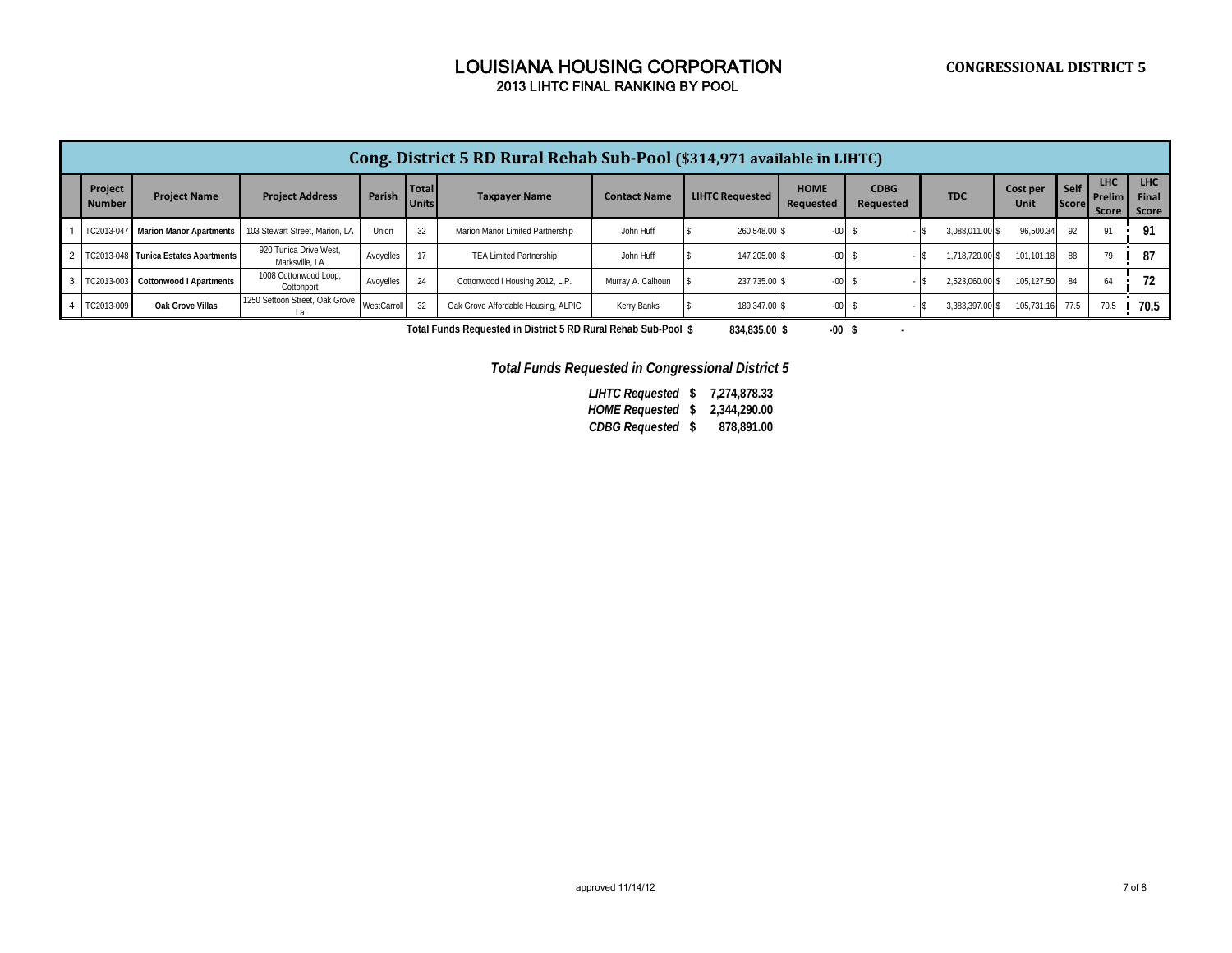# LOUISIANA HOUSING CORPORATION

## 2013 LIHTC FINAL RANKING BY POOL

**CONGRESSIONAL DISTRICT 5**

| Cong. District 5 RD Rural Rehab Sub-Pool ($314,971 available in LIHTC) | | | | | | | | | | | | | | | | |
|---|---|---|---|---|---|---|---|---|---|---|---|---|---|---|---|---|
| | Project Number | Project Name | Project Address | Parish | Total Units | Taxpayer Name | Contact Name | LIHTC Requested | HOME Requested | CDBG Requested | TDC | Cost per Unit | Self Score | LHC Prelim Score | LHC Final Score |
| 1 | TC2013-047 | Marion Manor Apartments | 103 Stewart Street, Marion, LA | Union | 32 | Marion Manor Limited Partnership | John Huff | $ 260,548.00 | $ -00 | $ - | $ 3,088,011.00 | $ 96,500.34 | 92 | 91 | 91 |
| 2 | TC2013-048 | Tunica Estates Apartments | 920 Tunica Drive West, Marksville, LA | Avoyelles | 17 | TEA Limited Partnership | John Huff | $ 147,205.00 | $ -00 | $ - | $ 1,718,720.00 | $ 101,101.18 | 88 | 79 | 87 |
| 3 | TC2013-003 | Cottonwood I Apartments | 1008 Cottonwood Loop, Cottonport | Avoyelles | 24 | Cottonwood I Housing 2012, L.P. | Murray A. Calhoun | $ 237,735.00 | $ -00 | $ - | $ 2,523,060.00 | $ 105,127.50 | 84 | 64 | 72 |
| 4 | TC2013-009 | Oak Grove Villas | 1250 Settoon Street, Oak Grove, La | WestCarroll | 32 | Oak Grove Affordable Housing, ALPIC | Kerry Banks | $ 189,347.00 | $ -00 | $ - | $ 3,383,397.00 | $ 105,731.16 | 77.5 | 70.5 | 70.5 |
| | | | | | | | **Total Funds Requested in District 5 RD Rural Rehab Sub-Pool** | **$ 834,835.00** | **$ -00** | **$ -** | | | | | |

***Total Funds Requested in Congressional District 5***

| | |
|---|---|
| ***LIHTC Requested*** | **$ 7,274,878.33** |
| ***HOME Requested*** | **$ 2,344,290.00** |
| ***CDBG Requested*** | **$ 878,891.00** |

approved 11/14/12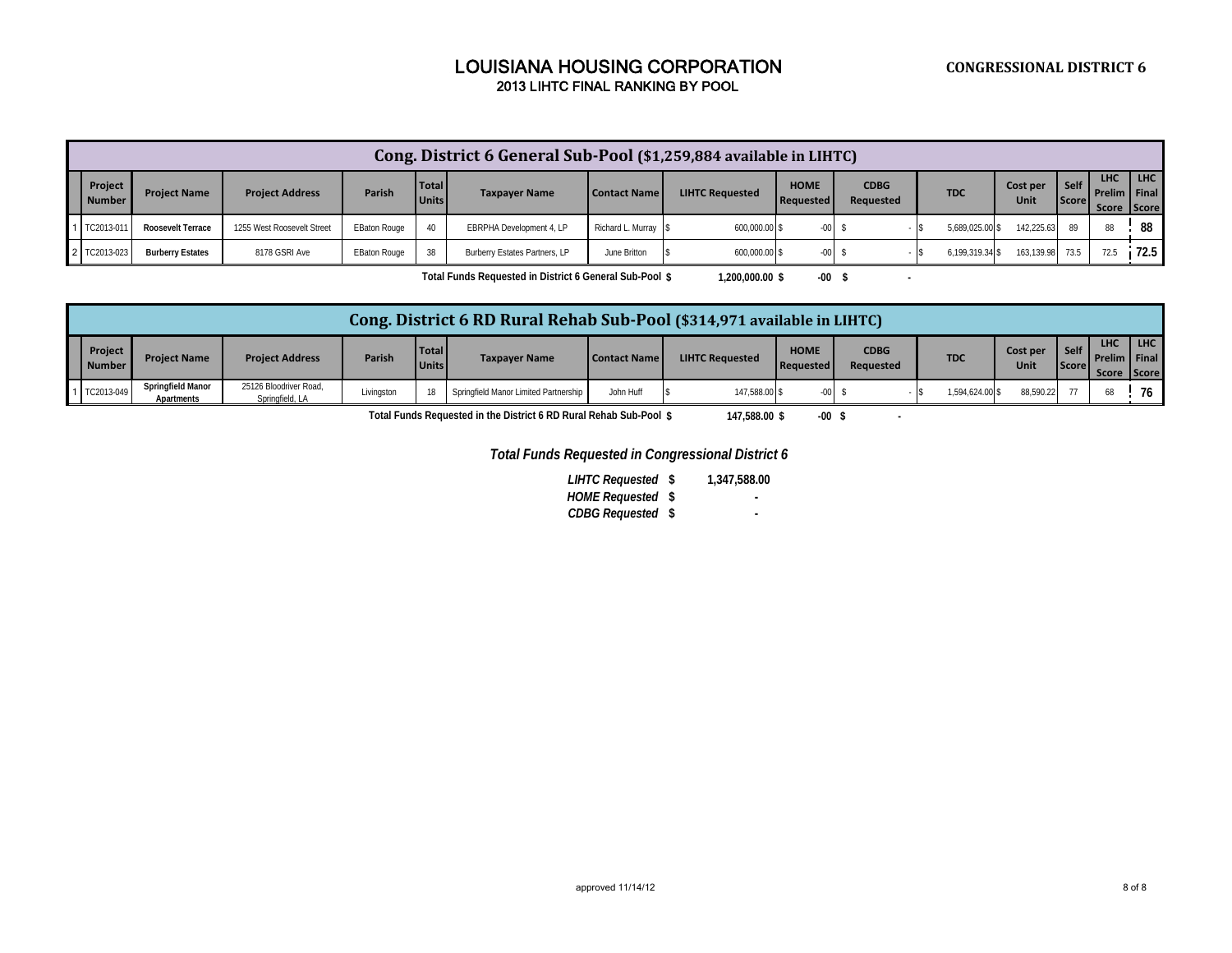# LOUISIANA HOUSING CORPORATION

## 2013 LIHTC FINAL RANKING BY POOL

**CONGRESSIONAL DISTRICT 6**

### Cong. District 6 General Sub-Pool ($1,259,884 available in LIHTC)

| | Project Number | Project Name | Project Address | Parish | Total Units | Taxpayer Name | Contact Name | LIHTC Requested | HOME Requested | CDBG Requested | TDC | Cost per Unit | Self Score | LHC Prelim Score | LHC Final Score |
|---|---|---|---|---|---|---|---|---|---|---|---|---|---|---|---|
| 1 | TC2013-011 | **Roosevelt Terrace** | 1255 West Roosevelt Street | EBaton Rouge | 40 | EBRPHA Development 4, LP | Richard L. Murray | $ 600,000.00 | $ -00 | $ - | $ 5,689,025.00 | $ 142,225.63 | 89 | 88 | **88** |
| 2 | TC2013-023 | **Burberry Estates** | 8178 GSRI Ave | EBaton Rouge | 38 | Burberry Estates Partners, LP | June Britton | $ 600,000.00 | $ -00 | $ - | $ 6,199,319.34 | $ 163,139.98 | 73.5 | 72.5 | **72.5** |

**Total Funds Requested in District 6 General Sub-Pool $ 1,200,000.00 $ -00 $ -**

### Cong. District 6 RD Rural Rehab Sub-Pool ($314,971 available in LIHTC)

| | Project Number | Project Name | Project Address | Parish | Total Units | Taxpayer Name | Contact Name | LIHTC Requested | HOME Requested | CDBG Requested | TDC | Cost per Unit | Self Score | LHC Prelim Score | LHC Final Score |
|---|---|---|---|---|---|---|---|---|---|---|---|---|---|---|---|
| 1 | TC2013-049 | **Springfield Manor Apartments** | 25126 Bloodriver Road, Springfield, LA | Livingston | 18 | Springfield Manor Limited Partnership | John Huff | $ 147,588.00 | $ -00 | $ - | $ 1,594,624.00 | $ 88,590.22 | 77 | 68 | **76** |

**Total Funds Requested in the District 6 RD Rural Rehab Sub-Pool $ 147,588.00 $ -00 $ -**

***Total Funds Requested in Congressional District 6***

***LIHTC Requested*** **$ 1,347,588.00**

***HOME Requested*** **$ -**

***CDBG Requested*** **$ -**

approved 11/14/12